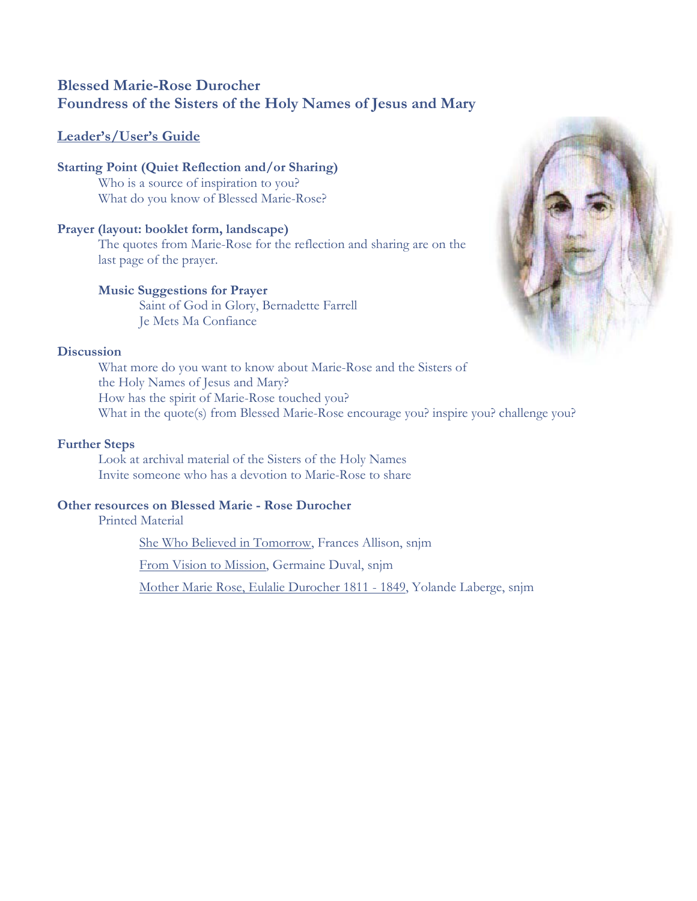# Blessed Marie-Rose Durocher
# Foundress of the Sisters of the Holy Names of Jesus and Mary

## Leader's/User's Guide

### Starting Point (Quiet Reflection and/or Sharing)

Who is a source of inspiration to you?
What do you know of Blessed Marie-Rose?

### Prayer (layout: booklet form, landscape)

The quotes from Marie-Rose for the reflection and sharing are on the last page of the prayer.

#### Music Suggestions for Prayer

Saint of God in Glory, Bernadette Farrell
Je Mets Ma Confiance

### Discussion

What more do you want to know about Marie-Rose and the Sisters of the Holy Names of Jesus and Mary?
How has the spirit of Marie-Rose touched you?
What in the quote(s) from Blessed Marie-Rose encourage you? inspire you? challenge you?

### Further Steps

Look at archival material of the Sisters of the Holy Names
Invite someone who has a devotion to Marie-Rose to share

### Other resources on Blessed Marie - Rose Durocher

Printed Material

She Who Believed in Tomorrow, Frances Allison, snjm

From Vision to Mission, Germaine Duval, snjm

Mother Marie Rose, Eulalie Durocher 1811 - 1849, Yolande Laberge, snjm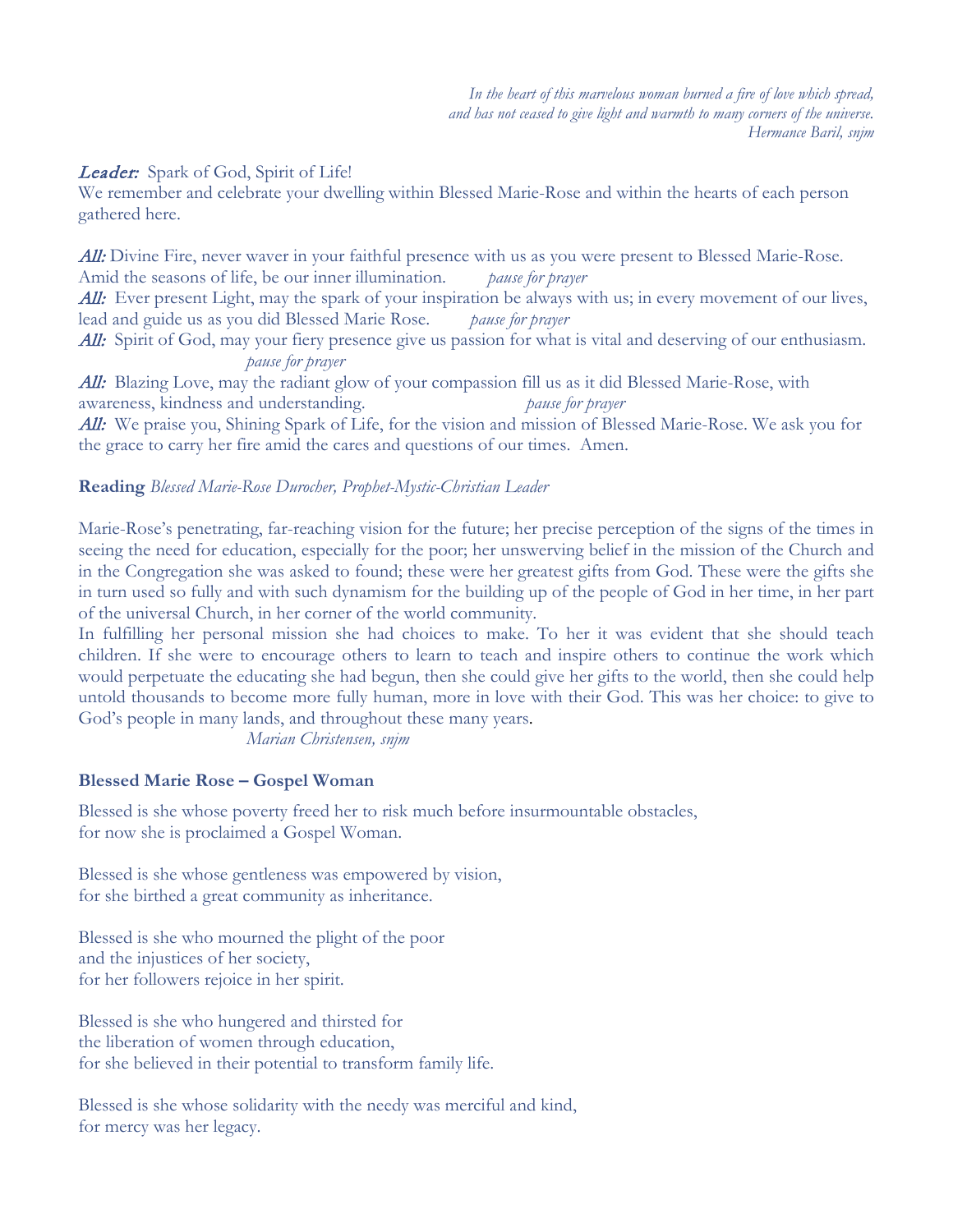*In the heart of this marvelous woman burned a fire of love which spread,*
*and has not ceased to give light and warmth to many corners of the universe.*
*Hermance Baril, snjm*

***Leader:*** Spark of God, Spirit of Life!
We remember and celebrate your dwelling within Blessed Marie-Rose and within the hearts of each person gathered here.

***All:*** Divine Fire, never waver in your faithful presence with us as you were present to Blessed Marie-Rose. Amid the seasons of life, be our inner illumination. *pause for prayer*

***All:*** Ever present Light, may the spark of your inspiration be always with us; in every movement of our lives, lead and guide us as you did Blessed Marie Rose. *pause for prayer*

***All:*** Spirit of God, may your fiery presence give us passion for what is vital and deserving of our enthusiasm. *pause for prayer*

***All:*** Blazing Love, may the radiant glow of your compassion fill us as it did Blessed Marie-Rose, with awareness, kindness and understanding. *pause for prayer*

***All:*** We praise you, Shining Spark of Life, for the vision and mission of Blessed Marie-Rose. We ask you for the grace to carry her fire amid the cares and questions of our times. Amen.

**Reading** *Blessed Marie-Rose Durocher, Prophet-Mystic-Christian Leader*

Marie-Rose's penetrating, far-reaching vision for the future; her precise perception of the signs of the times in seeing the need for education, especially for the poor; her unswerving belief in the mission of the Church and in the Congregation she was asked to found; these were her greatest gifts from God. These were the gifts she in turn used so fully and with such dynamism for the building up of the people of God in her time, in her part of the universal Church, in her corner of the world community.

In fulfilling her personal mission she had choices to make. To her it was evident that she should teach children. If she were to encourage others to learn to teach and inspire others to continue the work which would perpetuate the educating she had begun, then she could give her gifts to the world, then she could help untold thousands to become more fully human, more in love with their God. This was her choice: to give to God's people in many lands, and throughout these many years.

*Marian Christensen, snjm*

**Blessed Marie Rose – Gospel Woman**

Blessed is she whose poverty freed her to risk much before insurmountable obstacles,
for now she is proclaimed a Gospel Woman.

Blessed is she whose gentleness was empowered by vision,
for she birthed a great community as inheritance.

Blessed is she who mourned the plight of the poor
and the injustices of her society,
for her followers rejoice in her spirit.

Blessed is she who hungered and thirsted for
the liberation of women through education,
for she believed in their potential to transform family life.

Blessed is she whose solidarity with the needy was merciful and kind,
for mercy was her legacy.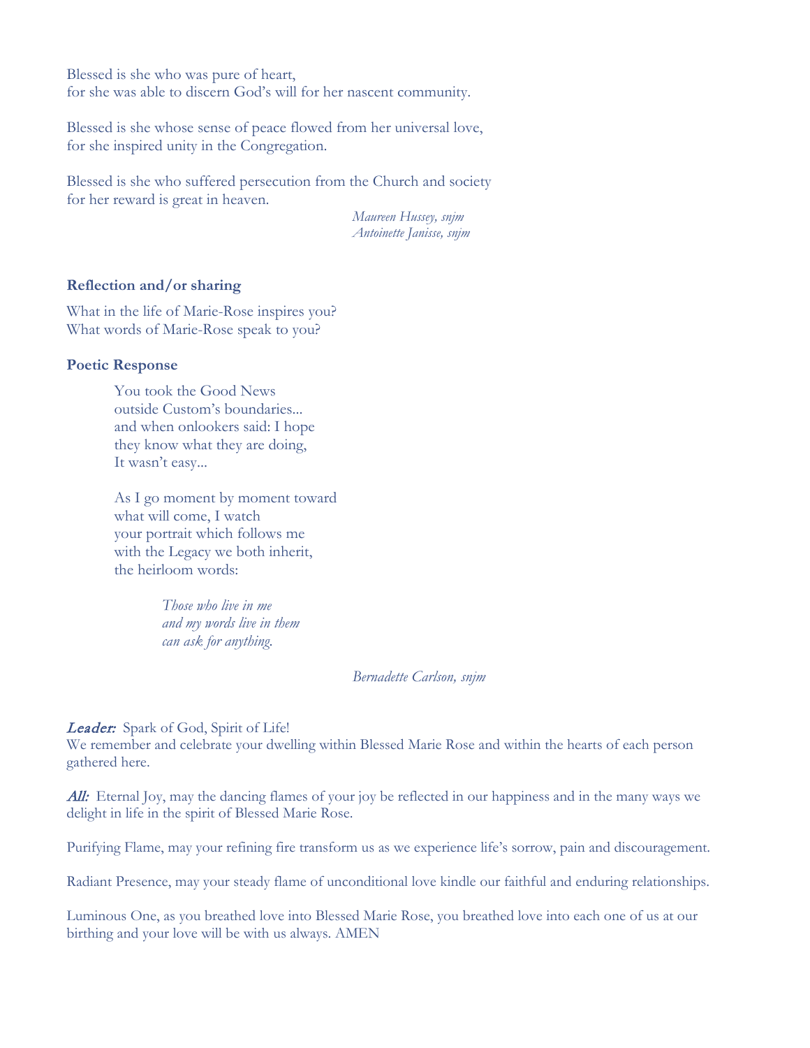Blessed is she who was pure of heart,
for she was able to discern God's will for her nascent community.

Blessed is she whose sense of peace flowed from her universal love,
for she inspired unity in the Congregation.

Blessed is she who suffered persecution from the Church and society
for her reward is great in heaven.

*Maureen Hussey, snjm*
*Antoinette Janisse, snjm*

**Reflection and/or sharing**

What in the life of Marie-Rose inspires you?
What words of Marie-Rose speak to you?

**Poetic Response**

You took the Good News
outside Custom's boundaries...
and when onlookers said: I hope
they know what they are doing,
It wasn't easy...

As I go moment by moment toward
what will come, I watch
your portrait which follows me
with the Legacy we both inherit,
the heirloom words:

*Those who live in me*
*and my words live in them*
*can ask for anything.*

*Bernadette Carlson, snjm*

***Leader:*** Spark of God, Spirit of Life!
We remember and celebrate your dwelling within Blessed Marie Rose and within the hearts of each person gathered here.

***All:*** Eternal Joy, may the dancing flames of your joy be reflected in our happiness and in the many ways we delight in life in the spirit of Blessed Marie Rose.

Purifying Flame, may your refining fire transform us as we experience life's sorrow, pain and discouragement.

Radiant Presence, may your steady flame of unconditional love kindle our faithful and enduring relationships.

Luminous One, as you breathed love into Blessed Marie Rose, you breathed love into each one of us at our birthing and your love will be with us always. AMEN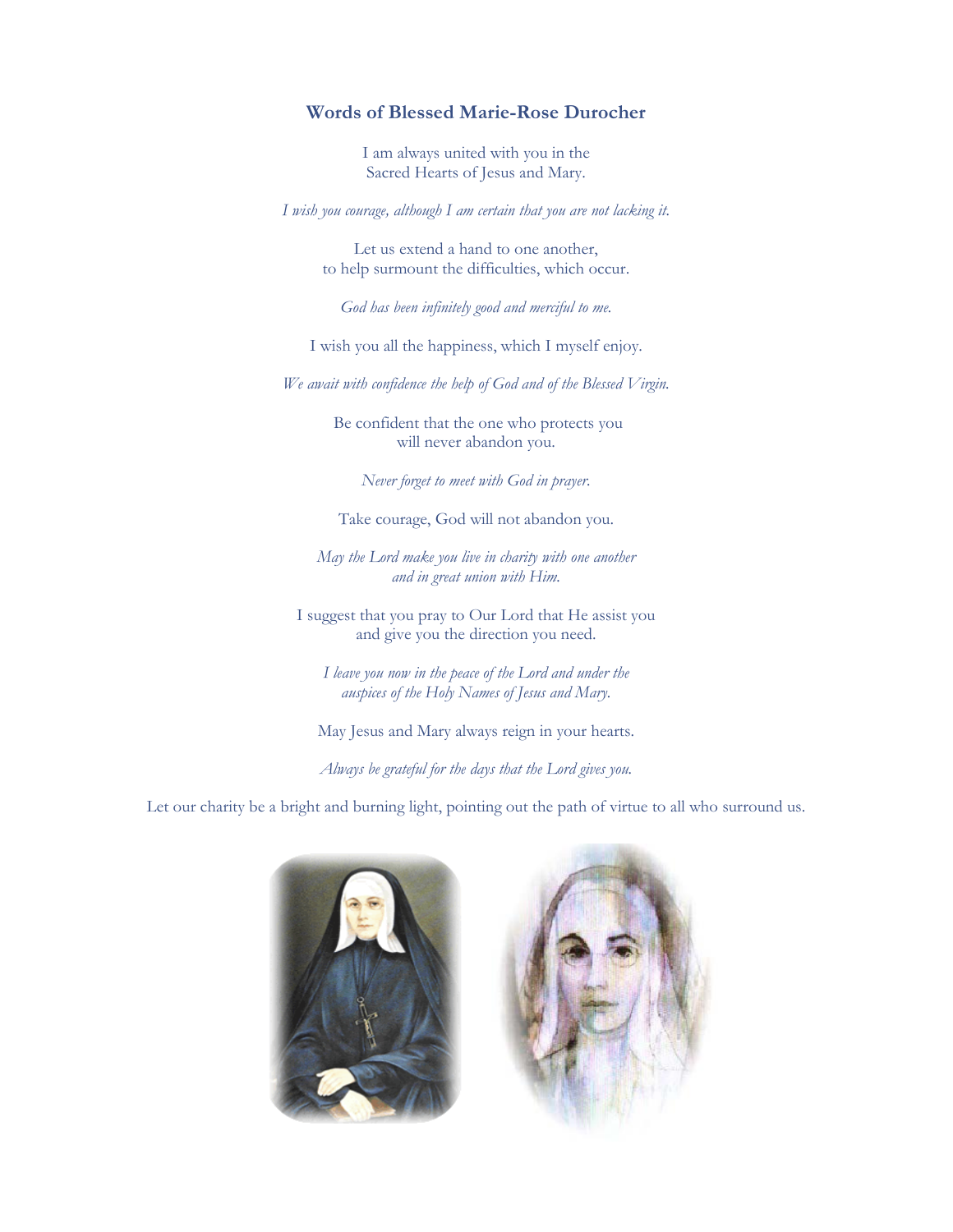## Words of Blessed Marie-Rose Durocher

I am always united with you in the Sacred Hearts of Jesus and Mary.

*I wish you courage, although I am certain that you are not lacking it.*

Let us extend a hand to one another, to help surmount the difficulties, which occur.

*God has been infinitely good and merciful to me.*

I wish you all the happiness, which I myself enjoy.

*We await with confidence the help of God and of the Blessed Virgin.*

Be confident that the one who protects you will never abandon you.

*Never forget to meet with God in prayer.*

Take courage, God will not abandon you.

*May the Lord make you live in charity with one another and in great union with Him.*

I suggest that you pray to Our Lord that He assist you and give you the direction you need.

*I leave you now in the peace of the Lord and under the auspices of the Holy Names of Jesus and Mary.*

May Jesus and Mary always reign in your hearts.

*Always be grateful for the days that the Lord gives you.*

Let our charity be a bright and burning light, pointing out the path of virtue to all who surround us.